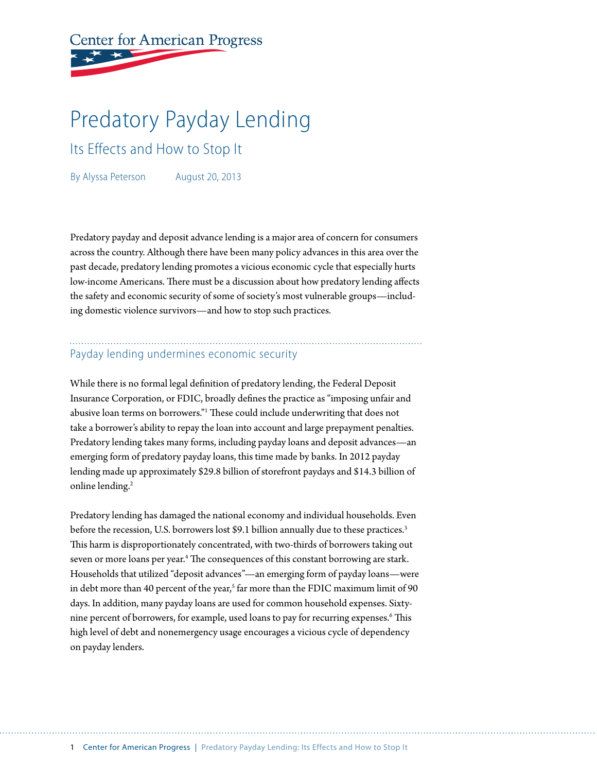Center for American Progress

# Predatory Payday Lending

## Its Effects and How to Stop It

By Alyssa Peterson August 20, 2013

Predatory payday and deposit advance lending is a major area of concern for consumers across the country. Although there have been many policy advances in this area over the past decade, predatory lending promotes a vicious economic cycle that especially hurts low-income Americans. There must be a discussion about how predatory lending affects the safety and economic security of some of society's most vulnerable groups—including domestic violence survivors—and how to stop such practices.

### Payday lending undermines economic security

While there is no formal legal definition of predatory lending, the Federal Deposit Insurance Corporation, or FDIC, broadly defines the practice as "imposing unfair and abusive loan terms on borrowers."[1] These could include underwriting that does not take a borrower's ability to repay the loan into account and large prepayment penalties. Predatory lending takes many forms, including payday loans and deposit advances—an emerging form of predatory payday loans, this time made by banks. In 2012 payday lending made up approximately $29.8 billion of storefront paydays and $14.3 billion of online lending.[2]

Predatory lending has damaged the national economy and individual households. Even before the recession, U.S. borrowers lost $9.1 billion annually due to these practices.[3] This harm is disproportionately concentrated, with two-thirds of borrowers taking out seven or more loans per year.[4] The consequences of this constant borrowing are stark. Households that utilized "deposit advances"—an emerging form of payday loans—were in debt more than 40 percent of the year,[5] far more than the FDIC maximum limit of 90 days. In addition, many payday loans are used for common household expenses. Sixty-nine percent of borrowers, for example, used loans to pay for recurring expenses.[6] This high level of debt and nonemergency usage encourages a vicious cycle of dependency on payday lenders.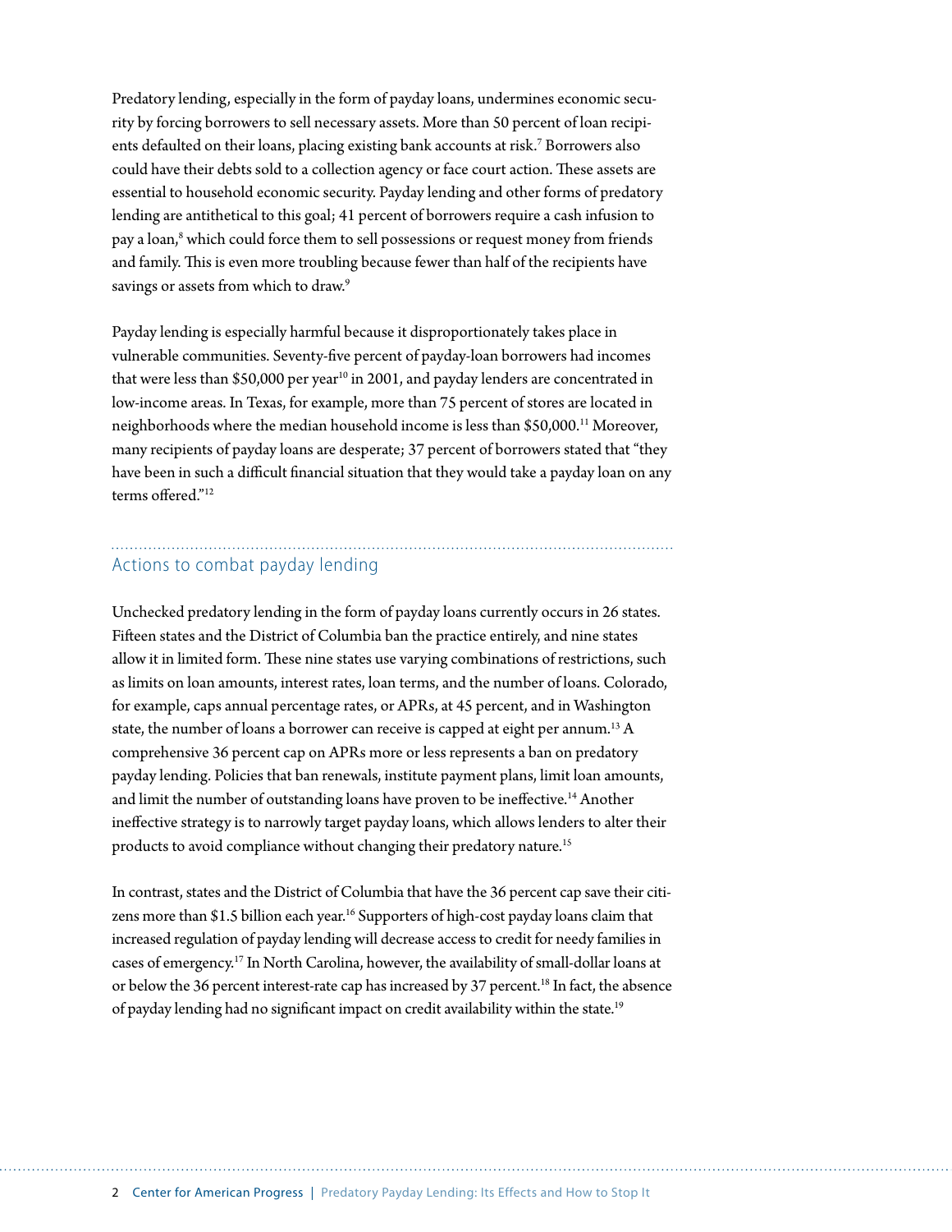Predatory lending, especially in the form of payday loans, undermines economic security by forcing borrowers to sell necessary assets. More than 50 percent of loan recipients defaulted on their loans, placing existing bank accounts at risk.[7] Borrowers also could have their debts sold to a collection agency or face court action. These assets are essential to household economic security. Payday lending and other forms of predatory lending are antithetical to this goal; 41 percent of borrowers require a cash infusion to pay a loan,[8] which could force them to sell possessions or request money from friends and family. This is even more troubling because fewer than half of the recipients have savings or assets from which to draw.[9]

Payday lending is especially harmful because it disproportionately takes place in vulnerable communities. Seventy-five percent of payday-loan borrowers had incomes that were less than $50,000 per year[10] in 2001, and payday lenders are concentrated in low-income areas. In Texas, for example, more than 75 percent of stores are located in neighborhoods where the median household income is less than $50,000.[11] Moreover, many recipients of payday loans are desperate; 37 percent of borrowers stated that "they have been in such a difficult financial situation that they would take a payday loan on any terms offered."[12]

## Actions to combat payday lending

Unchecked predatory lending in the form of payday loans currently occurs in 26 states. Fifteen states and the District of Columbia ban the practice entirely, and nine states allow it in limited form. These nine states use varying combinations of restrictions, such as limits on loan amounts, interest rates, loan terms, and the number of loans. Colorado, for example, caps annual percentage rates, or APRs, at 45 percent, and in Washington state, the number of loans a borrower can receive is capped at eight per annum.[13] A comprehensive 36 percent cap on APRs more or less represents a ban on predatory payday lending. Policies that ban renewals, institute payment plans, limit loan amounts, and limit the number of outstanding loans have proven to be ineffective.[14] Another ineffective strategy is to narrowly target payday loans, which allows lenders to alter their products to avoid compliance without changing their predatory nature.[15]

In contrast, states and the District of Columbia that have the 36 percent cap save their citizens more than $1.5 billion each year.[16] Supporters of high-cost payday loans claim that increased regulation of payday lending will decrease access to credit for needy families in cases of emergency.[17] In North Carolina, however, the availability of small-dollar loans at or below the 36 percent interest-rate cap has increased by 37 percent.[18] In fact, the absence of payday lending had no significant impact on credit availability within the state.[19]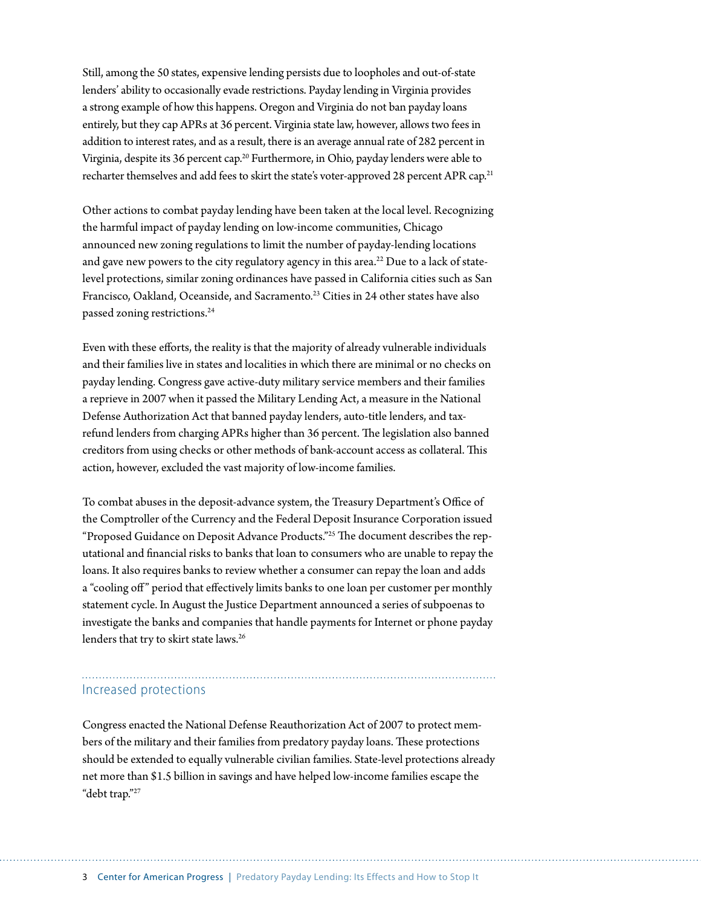Still, among the 50 states, expensive lending persists due to loopholes and out-of-state lenders' ability to occasionally evade restrictions. Payday lending in Virginia provides a strong example of how this happens. Oregon and Virginia do not ban payday loans entirely, but they cap APRs at 36 percent. Virginia state law, however, allows two fees in addition to interest rates, and as a result, there is an average annual rate of 282 percent in Virginia, despite its 36 percent cap.[20] Furthermore, in Ohio, payday lenders were able to recharter themselves and add fees to skirt the state's voter-approved 28 percent APR cap.[21]

Other actions to combat payday lending have been taken at the local level. Recognizing the harmful impact of payday lending on low-income communities, Chicago announced new zoning regulations to limit the number of payday-lending locations and gave new powers to the city regulatory agency in this area.[22] Due to a lack of state-level protections, similar zoning ordinances have passed in California cities such as San Francisco, Oakland, Oceanside, and Sacramento.[23] Cities in 24 other states have also passed zoning restrictions.[24]

Even with these efforts, the reality is that the majority of already vulnerable individuals and their families live in states and localities in which there are minimal or no checks on payday lending. Congress gave active-duty military service members and their families a reprieve in 2007 when it passed the Military Lending Act, a measure in the National Defense Authorization Act that banned payday lenders, auto-title lenders, and tax-refund lenders from charging APRs higher than 36 percent. The legislation also banned creditors from using checks or other methods of bank-account access as collateral. This action, however, excluded the vast majority of low-income families.

To combat abuses in the deposit-advance system, the Treasury Department's Office of the Comptroller of the Currency and the Federal Deposit Insurance Corporation issued "Proposed Guidance on Deposit Advance Products."[25] The document describes the reputational and financial risks to banks that loan to consumers who are unable to repay the loans. It also requires banks to review whether a consumer can repay the loan and adds a "cooling off" period that effectively limits banks to one loan per customer per monthly statement cycle. In August the Justice Department announced a series of subpoenas to investigate the banks and companies that handle payments for Internet or phone payday lenders that try to skirt state laws.[26]

## Increased protections

Congress enacted the National Defense Reauthorization Act of 2007 to protect members of the military and their families from predatory payday loans. These protections should be extended to equally vulnerable civilian families. State-level protections already net more than $1.5 billion in savings and have helped low-income families escape the "debt trap."[27]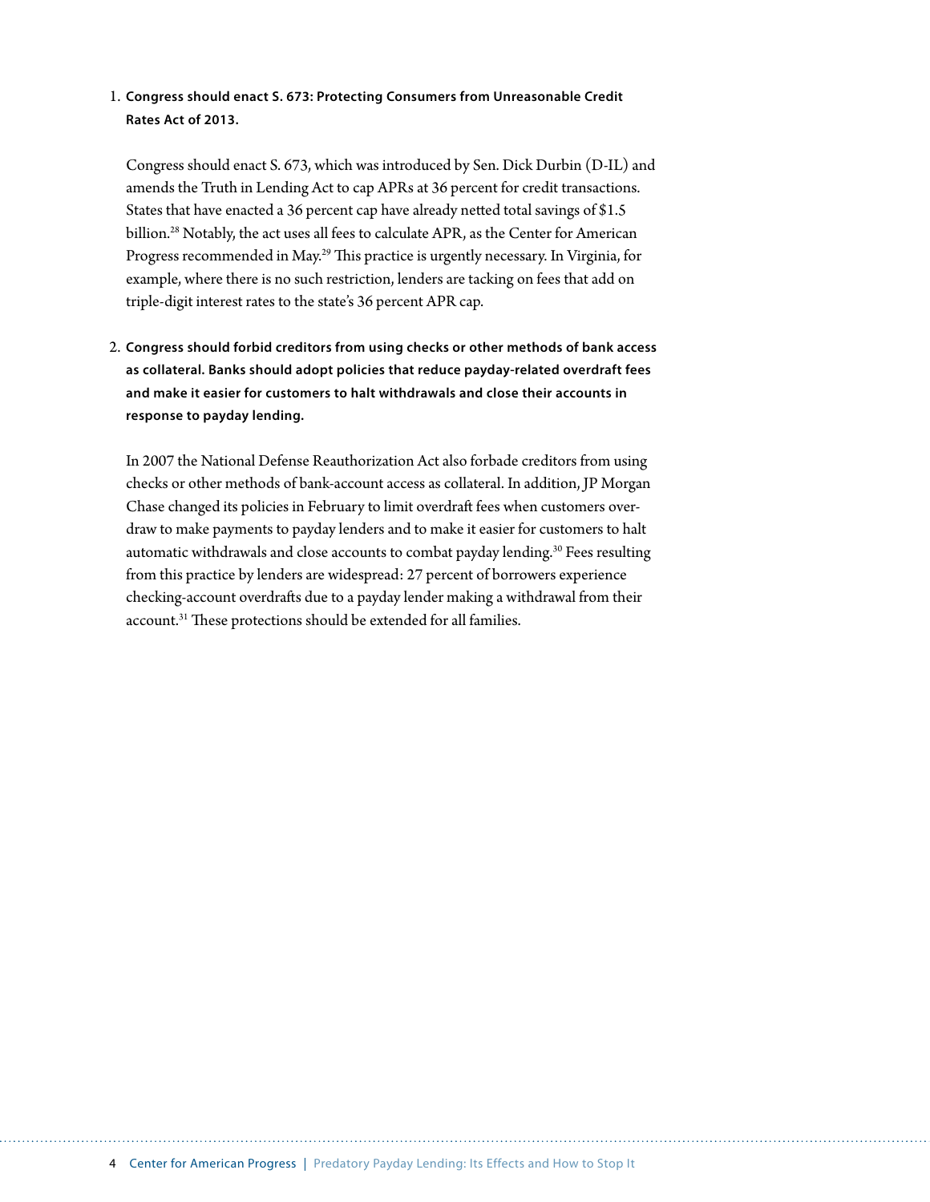1. **Congress should enact S. 673: Protecting Consumers from Unreasonable Credit Rates Act of 2013.**

   Congress should enact S. 673, which was introduced by Sen. Dick Durbin (D-IL) and amends the Truth in Lending Act to cap APRs at 36 percent for credit transactions. States that have enacted a 36 percent cap have already netted total savings of $1.5 billion.[28] Notably, the act uses all fees to calculate APR, as the Center for American Progress recommended in May.[29] This practice is urgently necessary. In Virginia, for example, where there is no such restriction, lenders are tacking on fees that add on triple-digit interest rates to the state's 36 percent APR cap.

2. **Congress should forbid creditors from using checks or other methods of bank access as collateral. Banks should adopt policies that reduce payday-related overdraft fees and make it easier for customers to halt withdrawals and close their accounts in response to payday lending.**

   In 2007 the National Defense Reauthorization Act also forbade creditors from using checks or other methods of bank-account access as collateral. In addition, JP Morgan Chase changed its policies in February to limit overdraft fees when customers overdraw to make payments to payday lenders and to make it easier for customers to halt automatic withdrawals and close accounts to combat payday lending.[30] Fees resulting from this practice by lenders are widespread: 27 percent of borrowers experience checking-account overdrafts due to a payday lender making a withdrawal from their account.[31] These protections should be extended for all families.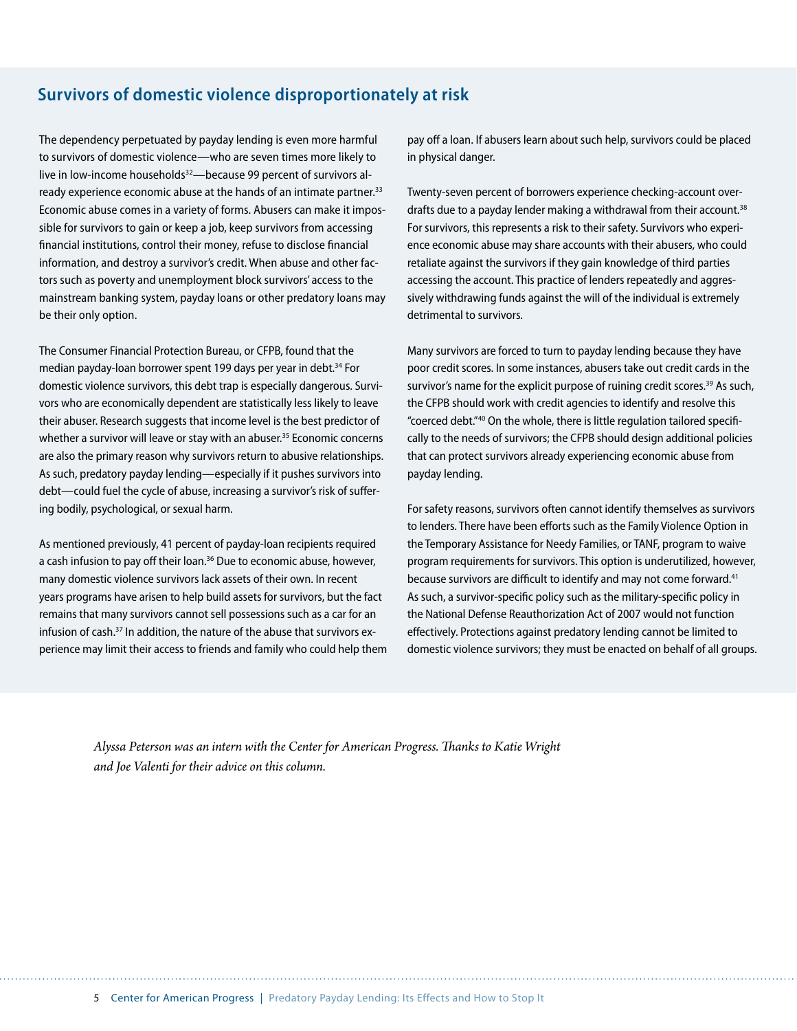## Survivors of domestic violence disproportionately at risk

The dependency perpetuated by payday lending is even more harmful to survivors of domestic violence—who are seven times more likely to live in low-income households[32]—because 99 percent of survivors already experience economic abuse at the hands of an intimate partner.[33] Economic abuse comes in a variety of forms. Abusers can make it impossible for survivors to gain or keep a job, keep survivors from accessing financial institutions, control their money, refuse to disclose financial information, and destroy a survivor's credit. When abuse and other factors such as poverty and unemployment block survivors' access to the mainstream banking system, payday loans or other predatory loans may be their only option.

The Consumer Financial Protection Bureau, or CFPB, found that the median payday-loan borrower spent 199 days per year in debt.[34] For domestic violence survivors, this debt trap is especially dangerous. Survivors who are economically dependent are statistically less likely to leave their abuser. Research suggests that income level is the best predictor of whether a survivor will leave or stay with an abuser.[35] Economic concerns are also the primary reason why survivors return to abusive relationships. As such, predatory payday lending—especially if it pushes survivors into debt—could fuel the cycle of abuse, increasing a survivor's risk of suffering bodily, psychological, or sexual harm.

As mentioned previously, 41 percent of payday-loan recipients required a cash infusion to pay off their loan.[36] Due to economic abuse, however, many domestic violence survivors lack assets of their own. In recent years programs have arisen to help build assets for survivors, but the fact remains that many survivors cannot sell possessions such as a car for an infusion of cash.[37] In addition, the nature of the abuse that survivors experience may limit their access to friends and family who could help them pay off a loan. If abusers learn about such help, survivors could be placed in physical danger.

Twenty-seven percent of borrowers experience checking-account overdrafts due to a payday lender making a withdrawal from their account.[38] For survivors, this represents a risk to their safety. Survivors who experience economic abuse may share accounts with their abusers, who could retaliate against the survivors if they gain knowledge of third parties accessing the account. This practice of lenders repeatedly and aggressively withdrawing funds against the will of the individual is extremely detrimental to survivors.

Many survivors are forced to turn to payday lending because they have poor credit scores. In some instances, abusers take out credit cards in the survivor's name for the explicit purpose of ruining credit scores.[39] As such, the CFPB should work with credit agencies to identify and resolve this "coerced debt."[40] On the whole, there is little regulation tailored specifically to the needs of survivors; the CFPB should design additional policies that can protect survivors already experiencing economic abuse from payday lending.

For safety reasons, survivors often cannot identify themselves as survivors to lenders. There have been efforts such as the Family Violence Option in the Temporary Assistance for Needy Families, or TANF, program to waive program requirements for survivors. This option is underutilized, however, because survivors are difficult to identify and may not come forward.[41] As such, a survivor-specific policy such as the military-specific policy in the National Defense Reauthorization Act of 2007 would not function effectively. Protections against predatory lending cannot be limited to domestic violence survivors; they must be enacted on behalf of all groups.

*Alyssa Peterson was an intern with the Center for American Progress. Thanks to Katie Wright and Joe Valenti for their advice on this column.*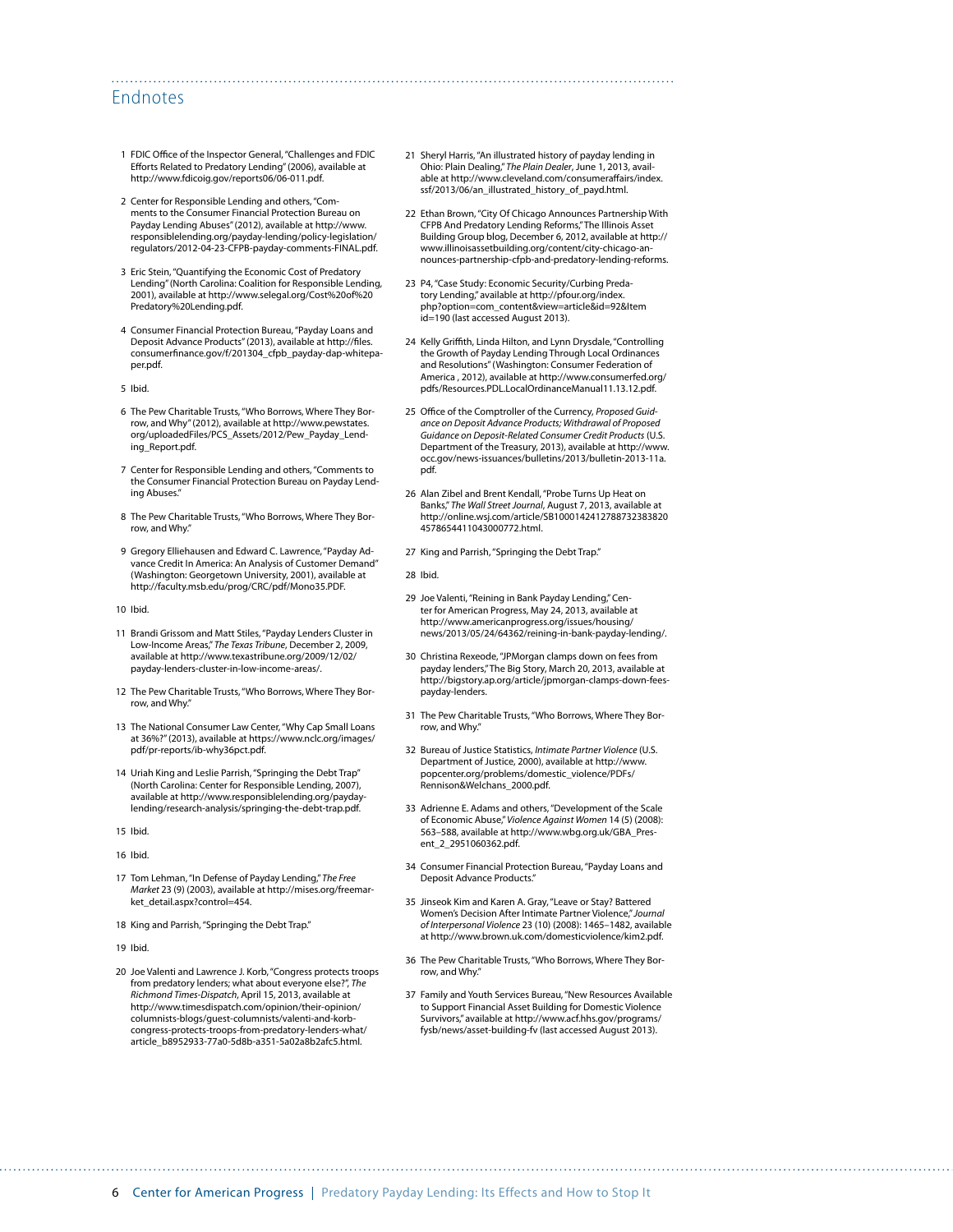## Endnotes

1. FDIC Office of the Inspector General, "Challenges and FDIC Efforts Related to Predatory Lending" (2006), available at http://www.fdicoig.gov/reports06/06-011.pdf.
2. Center for Responsible Lending and others, "Comments to the Consumer Financial Protection Bureau on Payday Lending Abuses" (2012), available at http://www.responsiblelending.org/payday-lending/policy-legislation/regulators/2012-04-23-CFPB-payday-comments-FINAL.pdf.
3. Eric Stein, "Quantifying the Economic Cost of Predatory Lending" (North Carolina: Coalition for Responsible Lending, 2001), available at http://www.selegal.org/Cost%20of%20Predatory%20Lending.pdf.
4. Consumer Financial Protection Bureau, "Payday Loans and Deposit Advance Products" (2013), available at http://files.consumerfinance.gov/f/201304_cfpb_payday-dap-whitepaper.pdf.
5. Ibid.
6. The Pew Charitable Trusts, "Who Borrows, Where They Borrow, and Why" (2012), available at http://www.pewstates.org/uploadedFiles/PCS_Assets/2012/Pew_Payday_Lending_Report.pdf.
7. Center for Responsible Lending and others, "Comments to the Consumer Financial Protection Bureau on Payday Lending Abuses."
8. The Pew Charitable Trusts, "Who Borrows, Where They Borrow, and Why."
9. Gregory Elliehausen and Edward C. Lawrence, "Payday Advance Credit In America: An Analysis of Customer Demand" (Washington: Georgetown University, 2001), available at http://faculty.msb.edu/prog/CRC/pdf/Mono35.PDF.
10. Ibid.
11. Brandi Grissom and Matt Stiles, "Payday Lenders Cluster in Low-Income Areas," *The Texas Tribune*, December 2, 2009, available at http://www.texastribune.org/2009/12/02/payday-lenders-cluster-in-low-income-areas/.
12. The Pew Charitable Trusts, "Who Borrows, Where They Borrow, and Why."
13. The National Consumer Law Center, "Why Cap Small Loans at 36%?" (2013), available at https://www.nclc.org/images/pdf/pr-reports/ib-why36pct.pdf.
14. Uriah King and Leslie Parrish, "Springing the Debt Trap" (North Carolina: Center for Responsible Lending, 2007), available at http://www.responsiblelending.org/payday-lending/research-analysis/springing-the-debt-trap.pdf.
15. Ibid.
16. Ibid.
17. Tom Lehman, "In Defense of Payday Lending," *The Free Market* 23 (9) (2003), available at http://mises.org/freemarket_detail.aspx?control=454.
18. King and Parrish, "Springing the Debt Trap."
19. Ibid.
20. Joe Valenti and Lawrence J. Korb, "Congress protects troops from predatory lenders; what about everyone else?", *The Richmond Times-Dispatch*, April 15, 2013, available at http://www.timesdispatch.com/opinion/their-opinion/columnists-blogs/guest-columnists/valenti-and-korb-congress-protects-troops-from-predatory-lenders-what/article_b8952933-77a0-5d8b-a351-5a02a8b2afc5.html.
21. Sheryl Harris, "An illustrated history of payday lending in Ohio: Plain Dealing," *The Plain Dealer*, June 1, 2013, available at http://www.cleveland.com/consumeraffairs/index.ssf/2013/06/an_illustrated_history_of_payd.html.
22. Ethan Brown, "City Of Chicago Announces Partnership With CFPB And Predatory Lending Reforms," The Illinois Asset Building Group blog, December 6, 2012, available at http://www.illinoisassetbuilding.org/content/city-chicago-announces-partnership-cfpb-and-predatory-lending-reforms.
23. P4, "Case Study: Economic Security/Curbing Predatory Lending," available at http://pfour.org/index.php?option=com_content&view=article&id=92&Itemid=190 (last accessed August 2013).
24. Kelly Griffith, Linda Hilton, and Lynn Drysdale, "Controlling the Growth of Payday Lending Through Local Ordinances and Resolutions" (Washington: Consumer Federation of America , 2012), available at http://www.consumerfed.org/pdfs/Resources.PDL.LocalOrdinanceManual11.13.12.pdf.
25. Office of the Comptroller of the Currency, *Proposed Guidance on Deposit Advance Products; Withdrawal of Proposed Guidance on Deposit-Related Consumer Credit Products* (U.S. Department of the Treasury, 2013), available at http://www.occ.gov/news-issuances/bulletins/2013/bulletin-2013-11a.pdf.
26. Alan Zibel and Brent Kendall, "Probe Turns Up Heat on Banks," *The Wall Street Journal*, August 7, 2013, available at http://online.wsj.com/article/SB10001424127887323838204578654411043000772.html.
27. King and Parrish, "Springing the Debt Trap."
28. Ibid.
29. Joe Valenti, "Reining in Bank Payday Lending," Center for American Progress, May 24, 2013, available at http://www.americanprogress.org/issues/housing/news/2013/05/24/64362/reining-in-bank-payday-lending/.
30. Christina Rexeode, "JPMorgan clamps down on fees from payday lenders," The Big Story, March 20, 2013, available at http://bigstory.ap.org/article/jpmorgan-clamps-down-fees-payday-lenders.
31. The Pew Charitable Trusts, "Who Borrows, Where They Borrow, and Why."
32. Bureau of Justice Statistics, *Intimate Partner Violence* (U.S. Department of Justice, 2000), available at http://www.popcenter.org/problems/domestic_violence/PDFs/Rennison&Welchans_2000.pdf.
33. Adrienne E. Adams and others, "Development of the Scale of Economic Abuse," *Violence Against Women* 14 (5) (2008): 563–588, available at http://www.wbg.org.uk/GBA_Present_2_2951060362.pdf.
34. Consumer Financial Protection Bureau, "Payday Loans and Deposit Advance Products."
35. Jinseok Kim and Karen A. Gray, "Leave or Stay? Battered Women's Decision After Intimate Partner Violence," *Journal of Interpersonal Violence* 23 (10) (2008): 1465–1482, available at http://www.brown.uk.com/domesticviolence/kim2.pdf.
36. The Pew Charitable Trusts, "Who Borrows, Where They Borrow, and Why."
37. Family and Youth Services Bureau, "New Resources Available to Support Financial Asset Building for Domestic Violence Survivors," available at http://www.acf.hhs.gov/programs/fysb/news/asset-building-fv (last accessed August 2013).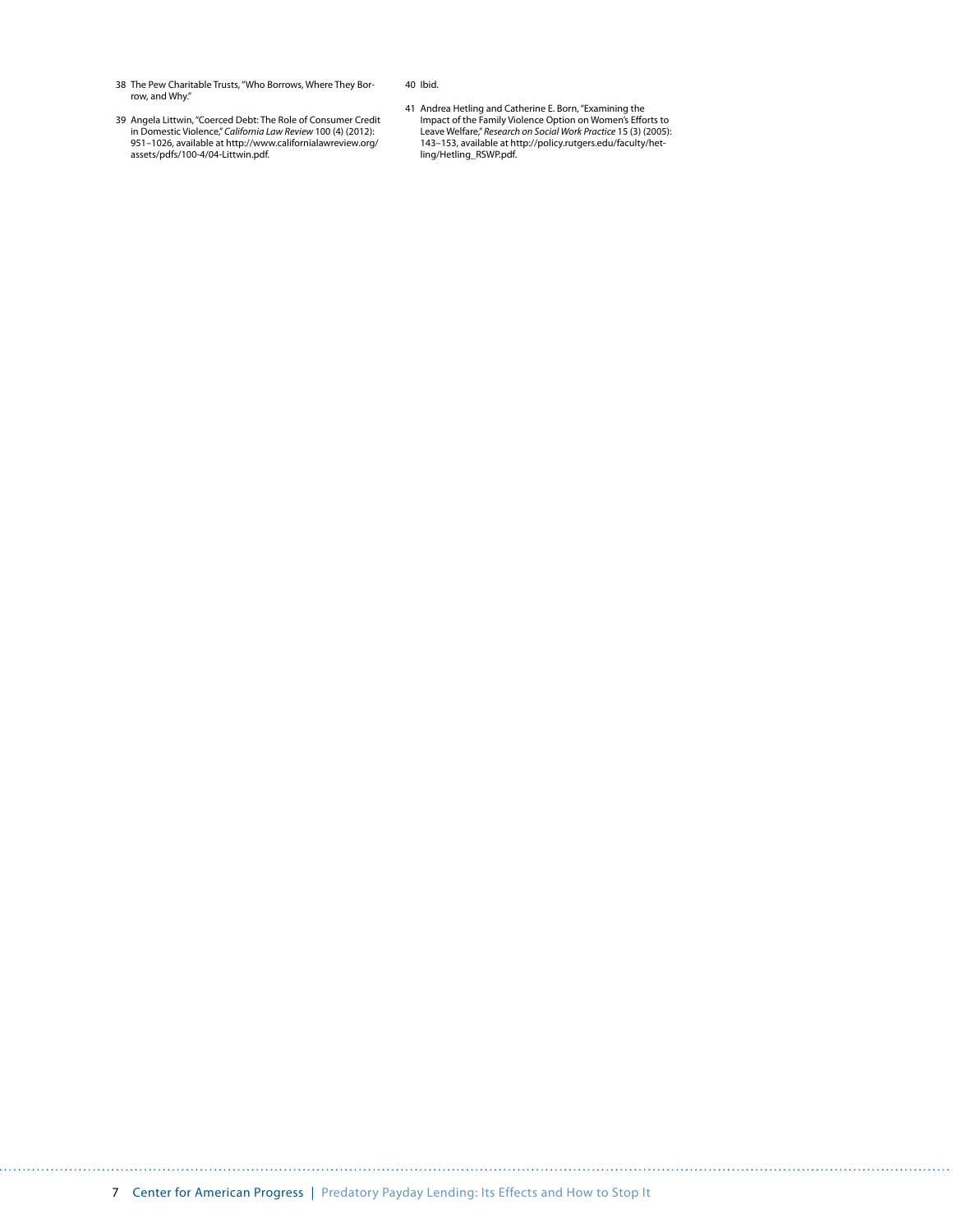38 The Pew Charitable Trusts, "Who Borrows, Where They Borrow, and Why."

39 Angela Littwin, "Coerced Debt: The Role of Consumer Credit in Domestic Violence," *California Law Review* 100 (4) (2012): 951–1026, available at http://www.californialawreview.org/assets/pdfs/100-4/04-Littwin.pdf.

40 Ibid.

41 Andrea Hetling and Catherine E. Born, "Examining the Impact of the Family Violence Option on Women's Efforts to Leave Welfare," *Research on Social Work Practice* 15 (3) (2005): 143–153, available at http://policy.rutgers.edu/faculty/hetling/Hetling_RSWP.pdf.